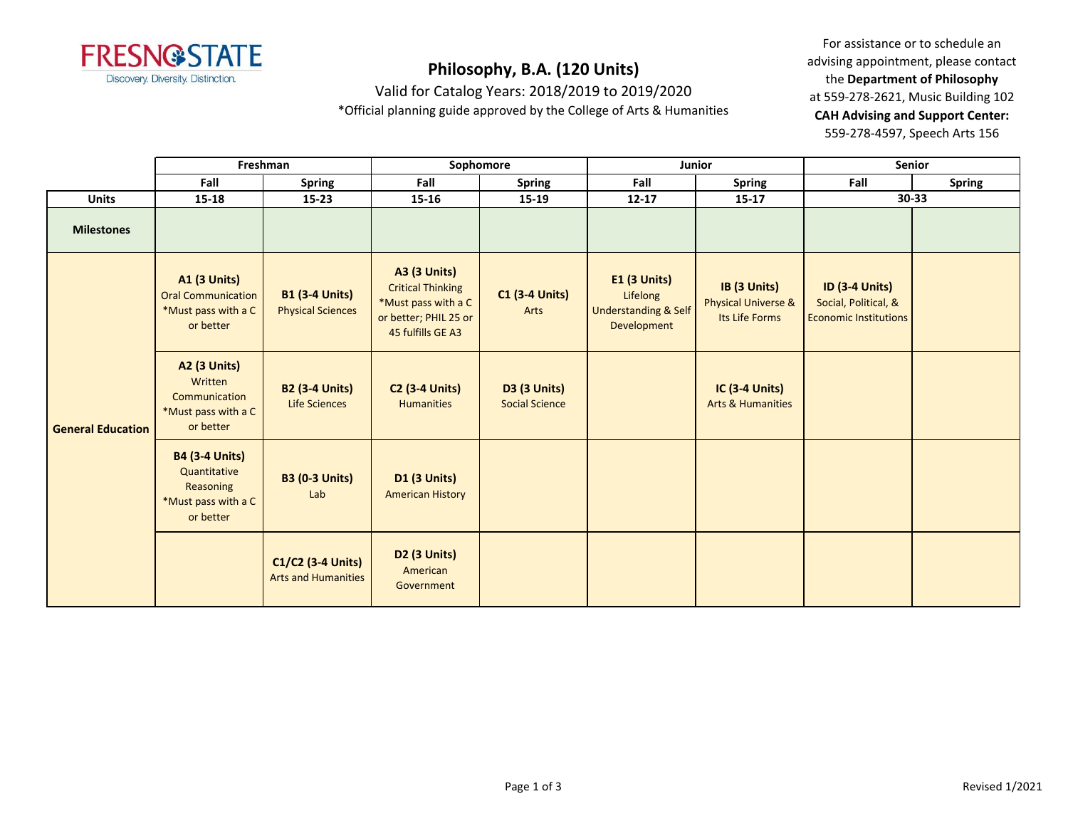FRESNO STATE
Discovery. Diversity. Distinction.

# Philosophy, B.A. (120 Units)

Valid for Catalog Years: 2018/2019 to 2019/2020

*Official planning guide approved by the College of Arts & Humanities

For assistance or to schedule an advising appointment, please contact the **Department of Philosophy** at 559-278-2621, Music Building 102

**CAH Advising and Support Center:** 559-278-4597, Speech Arts 156

| | Freshman | | Sophomore | | Junior | | Senior | |
|---|---|---|---|---|---|---|---|---|
| | **Fall** | **Spring** | **Fall** | **Spring** | **Fall** | **Spring** | **Fall** | **Spring** |
| **Units** | **15-18** | **15-23** | **15-16** | **15-19** | **12-17** | **15-17** | **30-33** | |
| **Milestones** | | | | | | | | |
| **General Education** | **A1 (3 Units)** Oral Communication *Must pass with a C or better | **B1 (3-4 Units)** Physical Sciences | **A3 (3 Units)** Critical Thinking *Must pass with a C or better; PHIL 25 or 45 fulfills GE A3 | **C1 (3-4 Units)** Arts | **E1 (3 Units)** Lifelong Understanding & Self Development | **IB (3 Units)** Physical Universe & Its Life Forms | **ID (3-4 Units)** Social, Political, & Economic Institutions | |
| | **A2 (3 Units)** Written Communication *Must pass with a C or better | **B2 (3-4 Units)** Life Sciences | **C2 (3-4 Units)** Humanities | **D3 (3 Units)** Social Science | | **IC (3-4 Units)** Arts & Humanities | | |
| | **B4 (3-4 Units)** Quantitative Reasoning *Must pass with a C or better | **B3 (0-3 Units)** Lab | **D1 (3 Units)** American History | | | | | |
| | | **C1/C2 (3-4 Units)** Arts and Humanities | **D2 (3 Units)** American Government | | | | | |

Revised 1/2021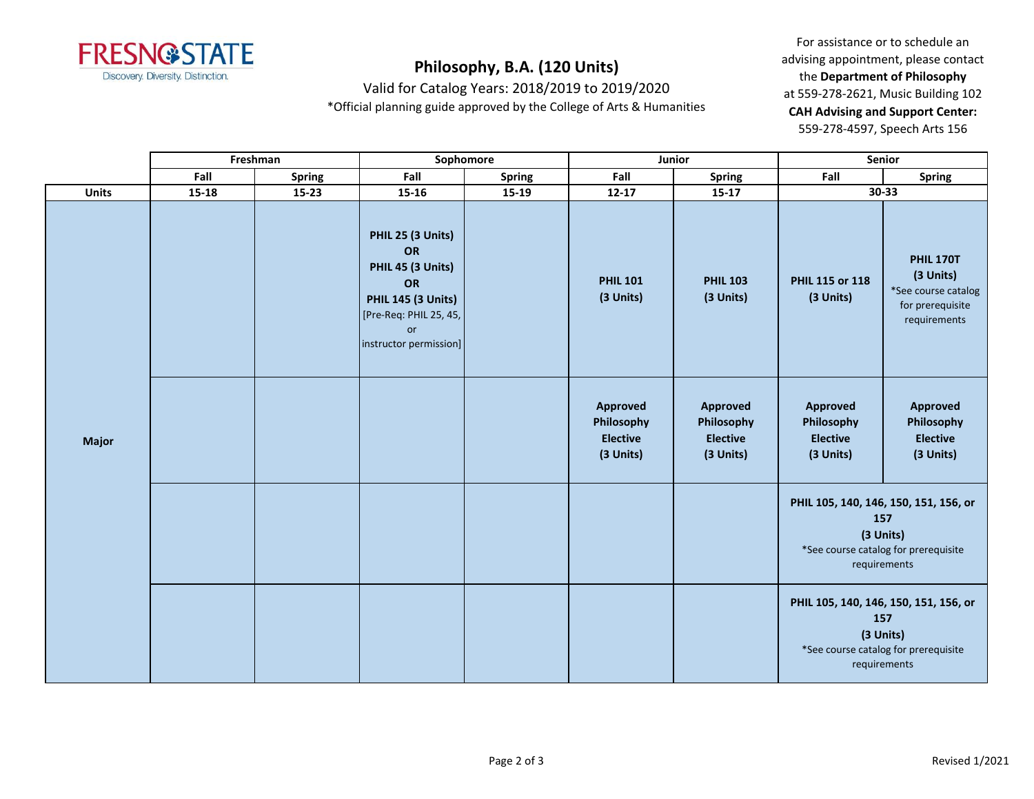# Philosophy, B.A. (120 Units)

Valid for Catalog Years: 2018/2019 to 2019/2020

*Official planning guide approved by the College of Arts & Humanities

For assistance or to schedule an advising appointment, please contact the **Department of Philosophy** at 559-278-2621, Music Building 102

**CAH Advising and Support Center:** 559-278-4597, Speech Arts 156

| | Freshman | | Sophomore | | Junior | | Senior | |
|---|---|---|---|---|---|---|---|---|
| | Fall | Spring | Fall | Spring | Fall | Spring | Fall | Spring |
| **Units** | 15-18 | 15-23 | 15-16 | 15-19 | 12-17 | 15-17 | 30-33 | |
| **Major** | | | **PHIL 25 (3 Units) OR PHIL 45 (3 Units) OR PHIL 145 (3 Units)** [Pre-Req: PHIL 25, 45, or instructor permission] | | **PHIL 101 (3 Units)** | **PHIL 103 (3 Units)** | **PHIL 115 or 118 (3 Units)** | **PHIL 170T (3 Units)** *See course catalog for prerequisite requirements |
| | | | | | **Approved Philosophy Elective (3 Units)** | **Approved Philosophy Elective (3 Units)** | **Approved Philosophy Elective (3 Units)** | **Approved Philosophy Elective (3 Units)** |
| | | | | | | | **PHIL 105, 140, 146, 150, 151, 156, or 157 (3 Units)** *See course catalog for prerequisite requirements | |
| | | | | | | | **PHIL 105, 140, 146, 150, 151, 156, or 157 (3 Units)** *See course catalog for prerequisite requirements | |

Revised 1/2021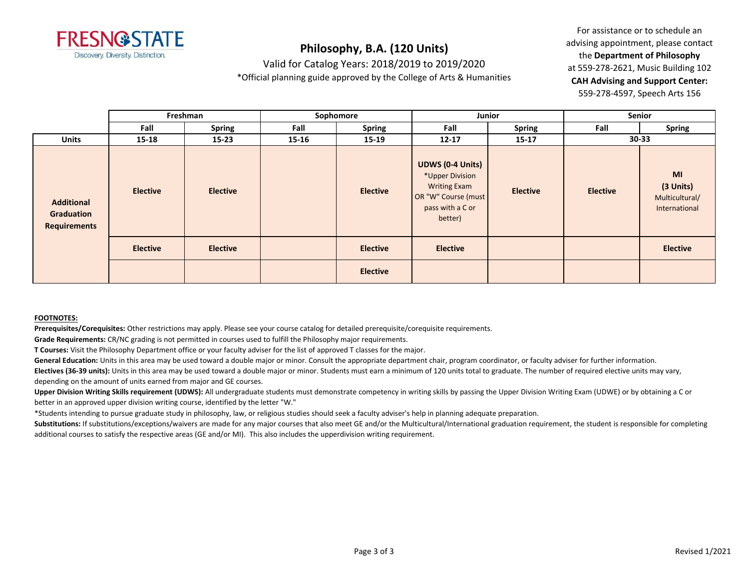# Philosophy, B.A. (120 Units)

Valid for Catalog Years: 2018/2019 to 2019/2020

*Official planning guide approved by the College of Arts & Humanities

For assistance or to schedule an advising appointment, please contact the **Department of Philosophy** at 559-278-2621, Music Building 102

**CAH Advising and Support Center:** 559-278-4597, Speech Arts 156

| | Freshman | | Sophomore | | Junior | | Senior | |
|---|---|---|---|---|---|---|---|---|
| | Fall | Spring | Fall | Spring | Fall | Spring | Fall | Spring |
| **Units** | 15-18 | 15-23 | 15-16 | 15-19 | 12-17 | 15-17 | 30-33 | |
| **Additional Graduation Requirements** | **Elective** | **Elective** | | **Elective** | **UDWS (0-4 Units)** *Upper Division Writing Exam OR "W" Course (must pass with a C or better) | **Elective** | **Elective** | **MI (3 Units)** Multicultural/ International |
| | **Elective** | **Elective** | | **Elective** | **Elective** | | | **Elective** |
| | | | | **Elective** | | | | |

**FOOTNOTES:**

**Prerequisites/Corequisites:** Other restrictions may apply. Please see your course catalog for detailed prerequisite/corequisite requirements.

**Grade Requirements:** CR/NC grading is not permitted in courses used to fulfill the Philosophy major requirements.

**T Courses:** Visit the Philosophy Department office or your faculty adviser for the list of approved T classes for the major.

**General Education:** Units in this area may be used toward a double major or minor. Consult the appropriate department chair, program coordinator, or faculty adviser for further information.

**Electives (36-39 units):** Units in this area may be used toward a double major or minor. Students must earn a minimum of 120 units total to graduate. The number of required elective units may vary, depending on the amount of units earned from major and GE courses.

**Upper Division Writing Skills requirement (UDWS):** All undergraduate students must demonstrate competency in writing skills by passing the Upper Division Writing Exam (UDWE) or by obtaining a C or better in an approved upper division writing course, identified by the letter "W."

*Students intending to pursue graduate study in philosophy, law, or religious studies should seek a faculty adviser's help in planning adequate preparation.

**Substitutions:** If substitutions/exceptions/waivers are made for any major courses that also meet GE and/or the Multicultural/International graduation requirement, the student is responsible for completing additional courses to satisfy the respective areas (GE and/or MI). This also includes the upperdivision writing requirement.

Revised 1/2021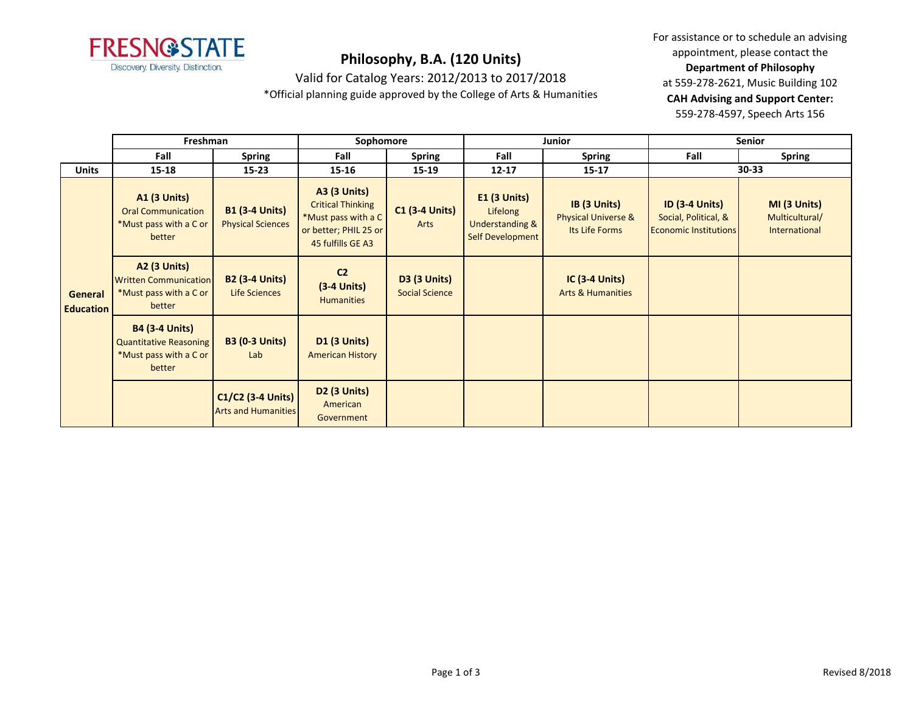# Philosophy, B.A. (120 Units)

Valid for Catalog Years: 2012/2013 to 2017/2018

*Official planning guide approved by the College of Arts & Humanities

For assistance or to schedule an advising appointment, please contact the **Department of Philosophy** at 559-278-2621, Music Building 102

**CAH Advising and Support Center:** 559-278-4597, Speech Arts 156

| | Freshman | | Sophomore | | Junior | | Senior | |
|---|---|---|---|---|---|---|---|---|
| | **Fall** | **Spring** | **Fall** | **Spring** | **Fall** | **Spring** | **Fall** | **Spring** |
| **Units** | **15-18** | **15-23** | **15-16** | **15-19** | **12-17** | **15-17** | **30-33** | |
| **General Education** | **A1 (3 Units)** Oral Communication *Must pass with a C or better | **B1 (3-4 Units)** Physical Sciences | **A3 (3 Units)** Critical Thinking *Must pass with a C or better; PHIL 25 or 45 fulfills GE A3 | **C1 (3-4 Units)** Arts | **E1 (3 Units)** Lifelong Understanding & Self Development | **IB (3 Units)** Physical Universe & Its Life Forms | **ID (3-4 Units)** Social, Political, & Economic Institutions | **MI (3 Units)** Multicultural/ International |
| | **A2 (3 Units)** Written Communication *Must pass with a C or better | **B2 (3-4 Units)** Life Sciences | **C2 (3-4 Units)** Humanities | **D3 (3 Units)** Social Science | | **IC (3-4 Units)** Arts & Humanities | | |
| | **B4 (3-4 Units)** Quantitative Reasoning *Must pass with a C or better | **B3 (0-3 Units)** Lab | **D1 (3 Units)** American History | | | | | |
| | | **C1/C2 (3-4 Units)** Arts and Humanities | **D2 (3 Units)** American Government | | | | | |

Revised 8/2018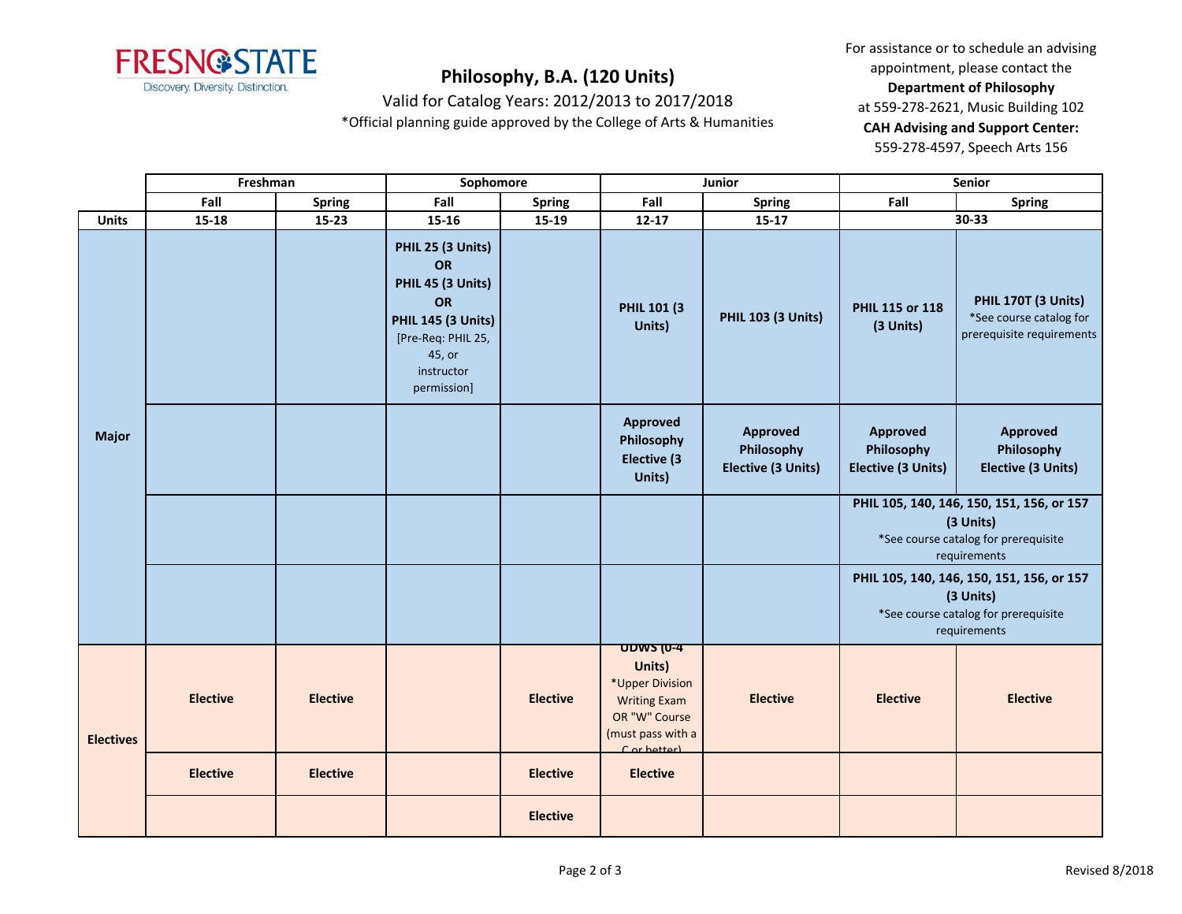# Philosophy, B.A. (120 Units)

Valid for Catalog Years: 2012/2013 to 2017/2018

*Official planning guide approved by the College of Arts & Humanities

For assistance or to schedule an advising appointment, please contact the **Department of Philosophy** at 559-278-2621, Music Building 102

**CAH Advising and Support Center:** 559-278-4597, Speech Arts 156

| | Freshman | | Sophomore | | Junior | | Senior | |
|---|---|---|---|---|---|---|---|---|
| | **Fall** | **Spring** | **Fall** | **Spring** | **Fall** | **Spring** | **Fall** | **Spring** |
| **Units** | **15-18** | **15-23** | **15-16** | **15-19** | **12-17** | **15-17** | **30-33** | |
| **Major** | | | **PHIL 25 (3 Units) OR PHIL 45 (3 Units) OR PHIL 145 (3 Units)** [Pre-Req: PHIL 25, 45, or instructor permission] | | **PHIL 101 (3 Units)** | **PHIL 103 (3 Units)** | **PHIL 115 or 118 (3 Units)** | **PHIL 170T (3 Units)** *See course catalog for prerequisite requirements |
| | | | | | **Approved Philosophy Elective (3 Units)** | **Approved Philosophy Elective (3 Units)** | **Approved Philosophy Elective (3 Units)** | **Approved Philosophy Elective (3 Units)** |
| | | | | | | | **PHIL 105, 140, 146, 150, 151, 156, or 157 (3 Units)** *See course catalog for prerequisite requirements | |
| | | | | | | | **PHIL 105, 140, 146, 150, 151, 156, or 157 (3 Units)** *See course catalog for prerequisite requirements | |
| **Electives** | **Elective** | **Elective** | | **Elective** | **UDWS (0-4 Units)** *Upper Division Writing Exam OR "W" Course (must pass with a C or better) | **Elective** | **Elective** | **Elective** |
| | **Elective** | **Elective** | | **Elective** | **Elective** | | | |
| | | | | **Elective** | | | | |

Revised 8/2018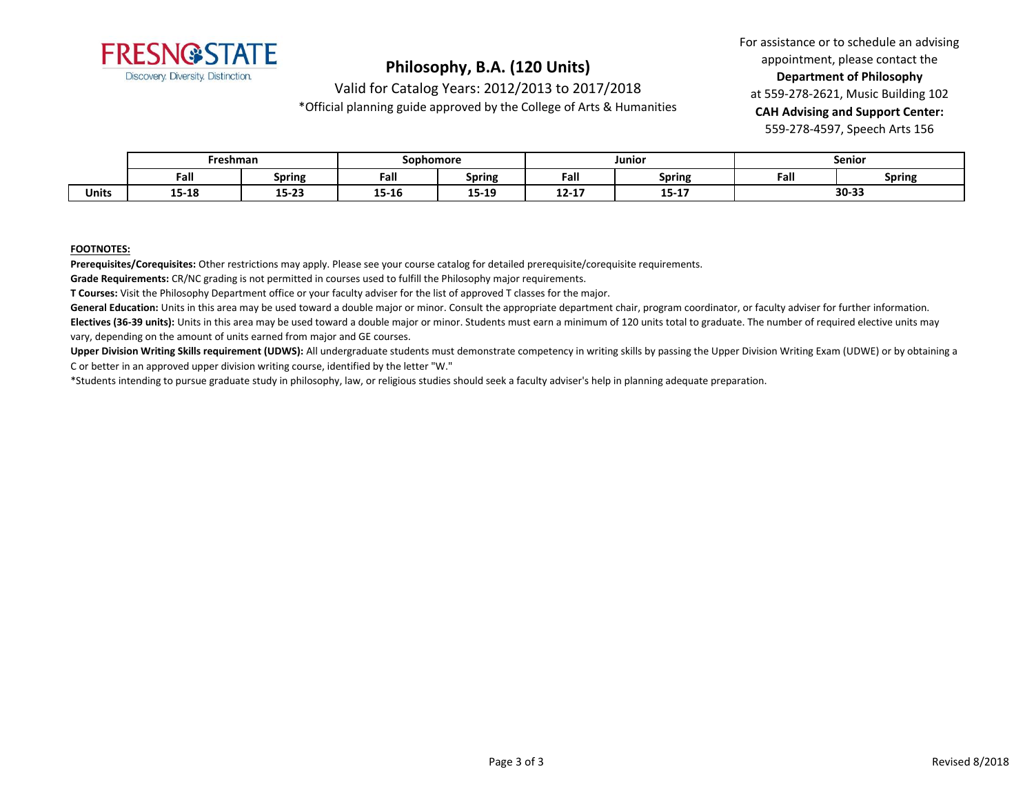# Philosophy, B.A. (120 Units)

Valid for Catalog Years: 2012/2013 to 2017/2018

*Official planning guide approved by the College of Arts & Humanities

For assistance or to schedule an advising appointment, please contact the **Department of Philosophy** at 559-278-2621, Music Building 102

**CAH Advising and Support Center:** 559-278-4597, Speech Arts 156

| | Freshman | | Sophomore | | Junior | | Senior | |
|---|---|---|---|---|---|---|---|---|
| | **Fall** | **Spring** | **Fall** | **Spring** | **Fall** | **Spring** | **Fall** | **Spring** |
| **Units** | **15-18** | **15-23** | **15-16** | **15-19** | **12-17** | **15-17** | **30-33** | |

**FOOTNOTES:**

**Prerequisites/Corequisites:** Other restrictions may apply. Please see your course catalog for detailed prerequisite/corequisite requirements.

**Grade Requirements:** CR/NC grading is not permitted in courses used to fulfill the Philosophy major requirements.

**T Courses:** Visit the Philosophy Department office or your faculty adviser for the list of approved T classes for the major.

**General Education:** Units in this area may be used toward a double major or minor. Consult the appropriate department chair, program coordinator, or faculty adviser for further information.

**Electives (36-39 units):** Units in this area may be used toward a double major or minor. Students must earn a minimum of 120 units total to graduate. The number of required elective units may vary, depending on the amount of units earned from major and GE courses.

**Upper Division Writing Skills requirement (UDWS):** All undergraduate students must demonstrate competency in writing skills by passing the Upper Division Writing Exam (UDWE) or by obtaining a C or better in an approved upper division writing course, identified by the letter "W."

*Students intending to pursue graduate study in philosophy, law, or religious studies should seek a faculty adviser's help in planning adequate preparation.

Revised 8/2018